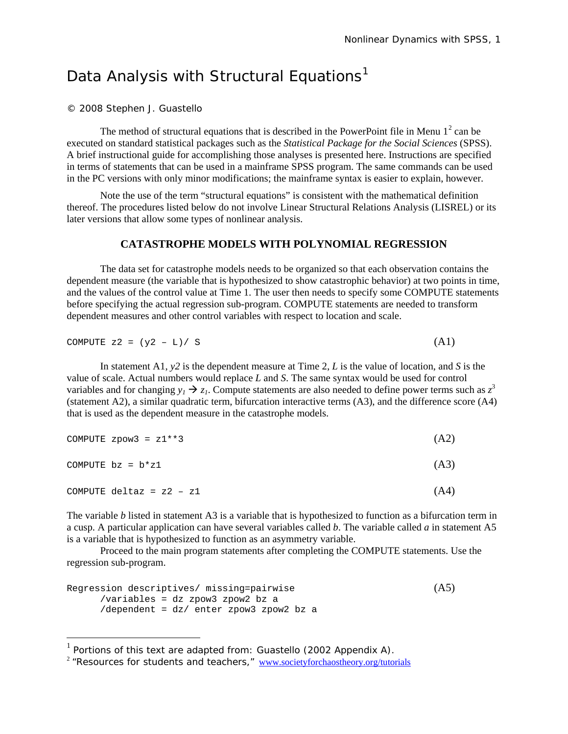# Data Analysis with Structural Equations[1]

© 2008 Stephen J. Guastello

The method of structural equations that is described in the PowerPoint file in Menu 1[2] can be executed on standard statistical packages such as the *Statistical Package for the Social Sciences* (SPSS). A brief instructional guide for accomplishing those analyses is presented here. Instructions are specified in terms of statements that can be used in a mainframe SPSS program. The same commands can be used in the PC versions with only minor modifications; the mainframe syntax is easier to explain, however.

Note the use of the term "structural equations" is consistent with the mathematical definition thereof. The procedures listed below do not involve Linear Structural Relations Analysis (LISREL) or its later versions that allow some types of nonlinear analysis.

## CATASTROPHE MODELS WITH POLYNOMIAL REGRESSION

The data set for catastrophe models needs to be organized so that each observation contains the dependent measure (the variable that is hypothesized to show catastrophic behavior) at two points in time, and the values of the control value at Time 1. The user then needs to specify some COMPUTE statements before specifying the actual regression sub-program. COMPUTE statements are needed to transform dependent measures and other control variables with respect to location and scale.

```
COMPUTE z2 = (y2 – L)/ S                                          (A1)
```

In statement A1, *y2* is the dependent measure at Time 2, *L* is the value of location, and *S* is the value of scale. Actual numbers would replace *L* and *S*. The same syntax would be used for control variables and for changing $y_1 \rightarrow z_1$. Compute statements are also needed to define power terms such as $z^3$ (statement A2), a similar quadratic term, bifurcation interactive terms (A3), and the difference score (A4) that is used as the dependent measure in the catastrophe models.

```
COMPUTE zpow3 = z1**3                                             (A2)

COMPUTE bz = b*z1                                                 (A3)

COMPUTE deltaz = z2 – z1                                          (A4)
```

The variable *b* listed in statement A3 is a variable that is hypothesized to function as a bifurcation term in a cusp. A particular application can have several variables called *b*. The variable called *a* in statement A5 is a variable that is hypothesized to function as an asymmetry variable.

Proceed to the main program statements after completing the COMPUTE statements. Use the regression sub-program.

```
Regression descriptives/ missing=pairwise                         (A5)
      /variables = dz zpow3 zpow2 bz a
      /dependent = dz/ enter zpow3 zpow2 bz a
```

[1] Portions of this text are adapted from: Guastello (2002 Appendix A).

[2] "Resources for students and teachers," www.societyforchaostheory.org/tutorials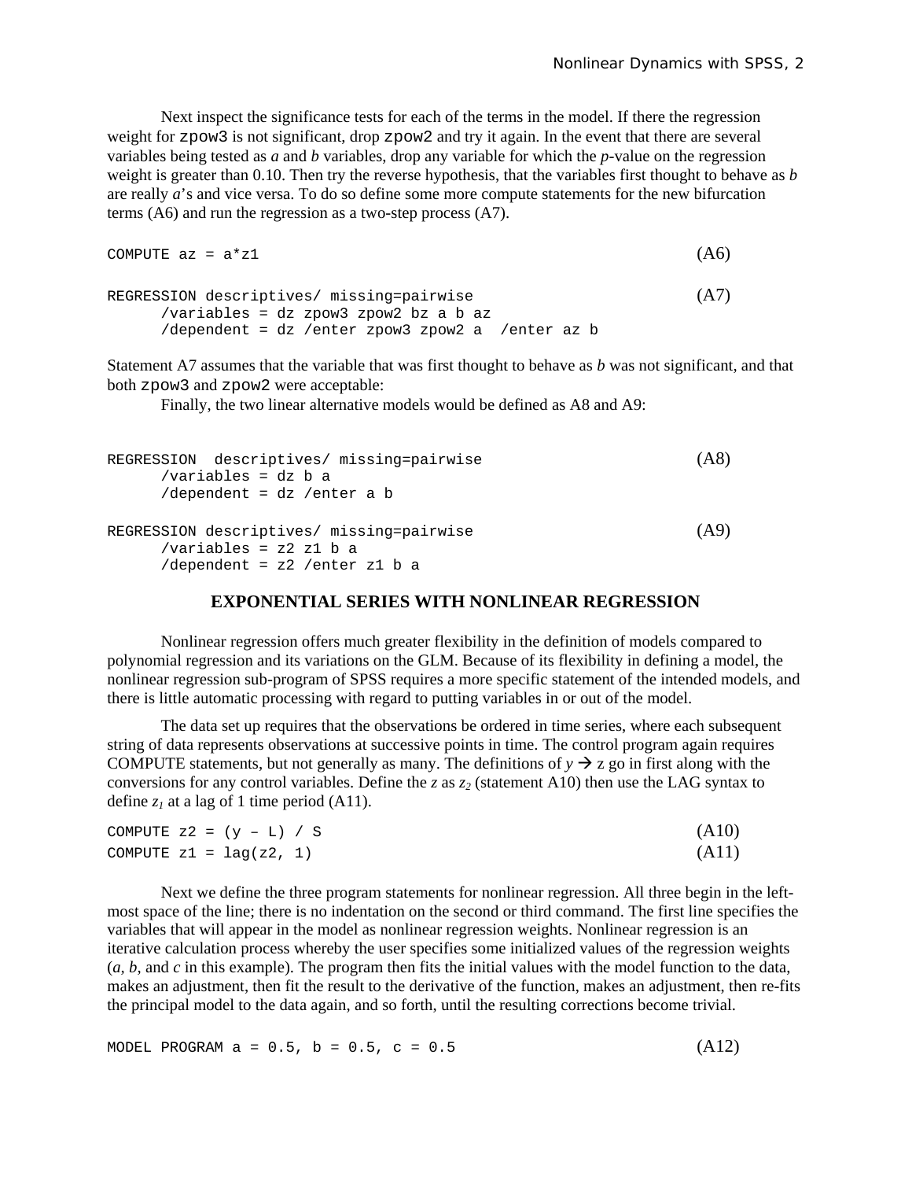Next inspect the significance tests for each of the terms in the model. If there the regression weight for `zpow3` is not significant, drop `zpow2` and try it again. In the event that there are several variables being tested as *a* and *b* variables, drop any variable for which the *p*-value on the regression weight is greater than 0.10. Then try the reverse hypothesis, that the variables first thought to behave as *b* are really *a*'s and vice versa. To do so define some more compute statements for the new bifurcation terms (A6) and run the regression as a two-step process (A7).

```
COMPUTE az = a*z1                                                    (A6)
```

```
REGRESSION descriptives/ missing=pairwise                            (A7)
      /variables = dz zpow3 zpow2 bz a b az
      /dependent = dz /enter zpow3 zpow2 a  /enter az b
```

Statement A7 assumes that the variable that was first thought to behave as *b* was not significant, and that both `zpow3` and `zpow2` were acceptable:

Finally, the two linear alternative models would be defined as A8 and A9:

```
REGRESSION  descriptives/ missing=pairwise                           (A8)
      /variables = dz b a
      /dependent = dz /enter a b
```

```
REGRESSION descriptives/ missing=pairwise                            (A9)
      /variables = z2 z1 b a
      /dependent = z2 /enter z1 b a
```

## EXPONENTIAL SERIES WITH NONLINEAR REGRESSION

Nonlinear regression offers much greater flexibility in the definition of models compared to polynomial regression and its variations on the GLM. Because of its flexibility in defining a model, the nonlinear regression sub-program of SPSS requires a more specific statement of the intended models, and there is little automatic processing with regard to putting variables in or out of the model.

The data set up requires that the observations be ordered in time series, where each subsequent string of data represents observations at successive points in time. The control program again requires COMPUTE statements, but not generally as many. The definitions of $y \rightarrow z$ go in first along with the conversions for any control variables. Define the *z* as $z_2$ (statement A10) then use the LAG syntax to define $z_1$ at a lag of 1 time period (A11).

```
COMPUTE z2 = (y – L) / S                                             (A10)
COMPUTE z1 = lag(z2, 1)                                              (A11)
```

Next we define the three program statements for nonlinear regression. All three begin in the left-most space of the line; there is no indentation on the second or third command. The first line specifies the variables that will appear in the model as nonlinear regression weights. Nonlinear regression is an iterative calculation process whereby the user specifies some initialized values of the regression weights (*a*, *b*, and *c* in this example). The program then fits the initial values with the model function to the data, makes an adjustment, then fit the result to the derivative of the function, makes an adjustment, then re-fits the principal model to the data again, and so forth, until the resulting corrections become trivial.

```
MODEL PROGRAM a = 0.5, b = 0.5, c = 0.5                              (A12)
```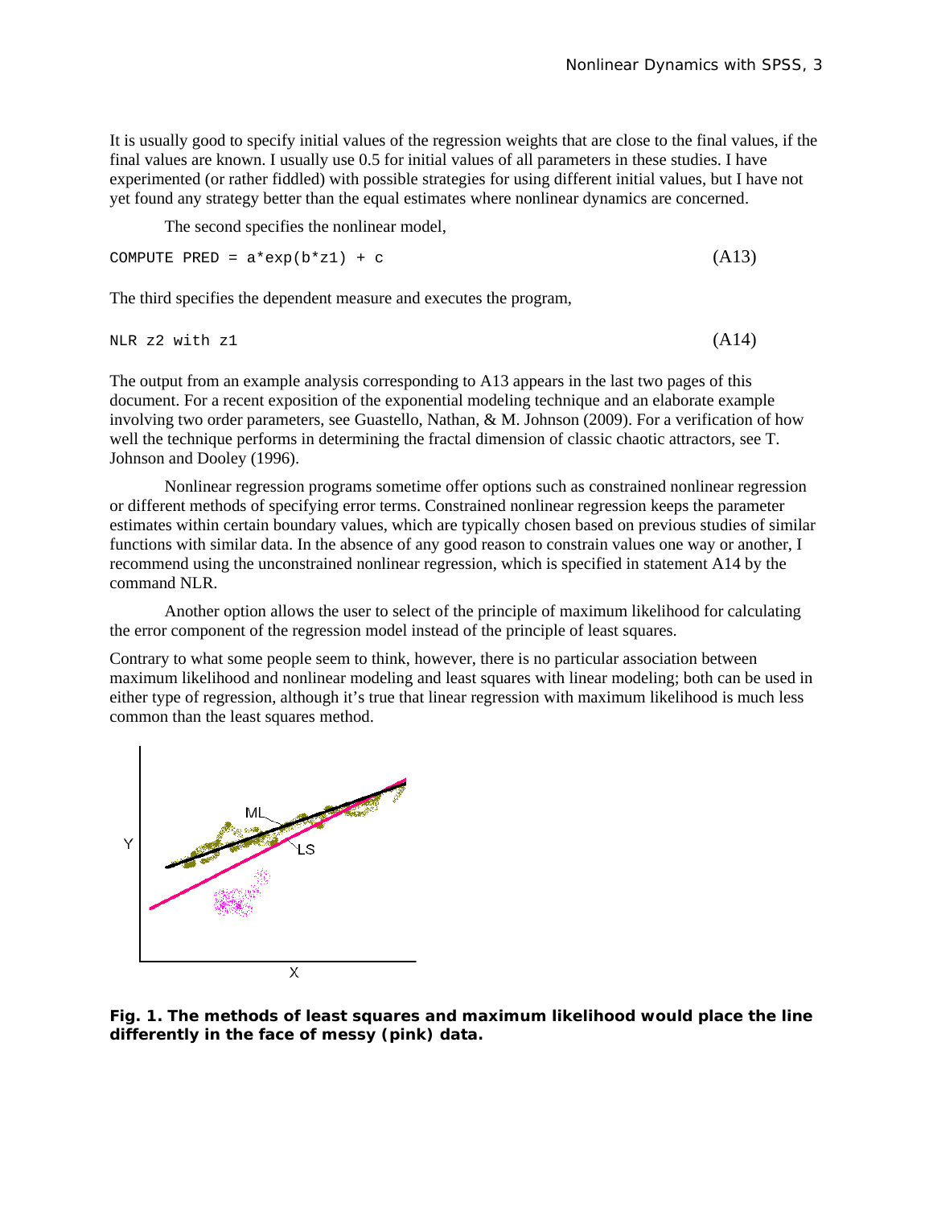It is usually good to specify initial values of the regression weights that are close to the final values, if the final values are known. I usually use 0.5 for initial values of all parameters in these studies. I have experimented (or rather fiddled) with possible strategies for using different initial values, but I have not yet found any strategy better than the equal estimates where nonlinear dynamics are concerned.

The second specifies the nonlinear model,

```
COMPUTE PRED = a*exp(b*z1) + c
```
(A13)

The third specifies the dependent measure and executes the program,

```
NLR z2 with z1
```
(A14)

The output from an example analysis corresponding to A13 appears in the last two pages of this document. For a recent exposition of the exponential modeling technique and an elaborate example involving two order parameters, see Guastello, Nathan, & M. Johnson (2009). For a verification of how well the technique performs in determining the fractal dimension of classic chaotic attractors, see T. Johnson and Dooley (1996).

Nonlinear regression programs sometime offer options such as constrained nonlinear regression or different methods of specifying error terms. Constrained nonlinear regression keeps the parameter estimates within certain boundary values, which are typically chosen based on previous studies of similar functions with similar data. In the absence of any good reason to constrain values one way or another, I recommend using the unconstrained nonlinear regression, which is specified in statement A14 by the command NLR.

Another option allows the user to select of the principle of maximum likelihood for calculating the error component of the regression model instead of the principle of least squares.

Contrary to what some people seem to think, however, there is no particular association between maximum likelihood and nonlinear modeling and least squares with linear modeling; both can be used in either type of regression, although it's true that linear regression with maximum likelihood is much less common than the least squares method.

**Fig. 1. The methods of least squares and maximum likelihood would place the line differently in the face of messy (pink) data.**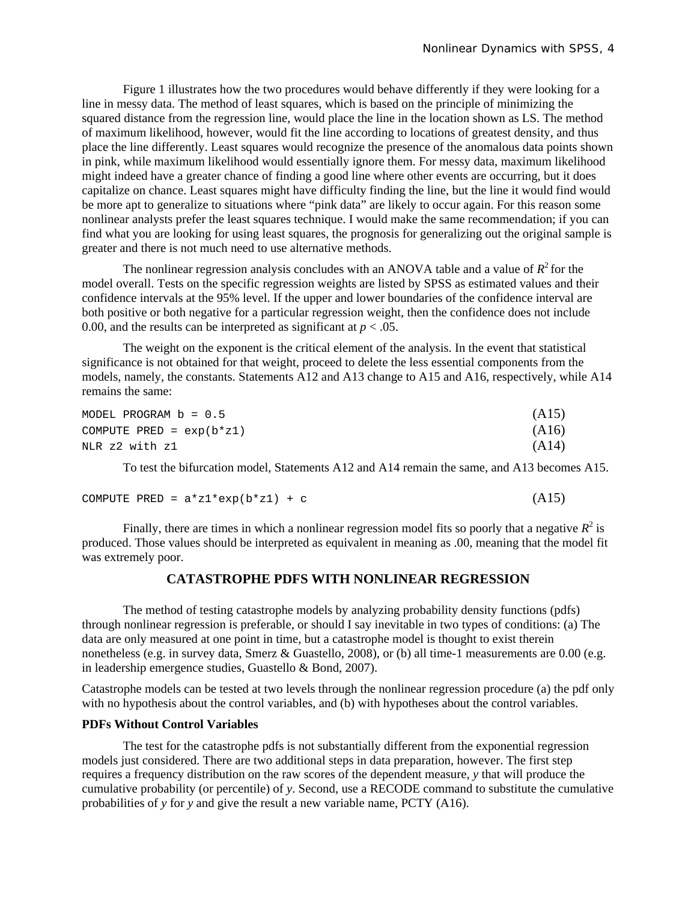Figure 1 illustrates how the two procedures would behave differently if they were looking for a line in messy data. The method of least squares, which is based on the principle of minimizing the squared distance from the regression line, would place the line in the location shown as LS. The method of maximum likelihood, however, would fit the line according to locations of greatest density, and thus place the line differently. Least squares would recognize the presence of the anomalous data points shown in pink, while maximum likelihood would essentially ignore them. For messy data, maximum likelihood might indeed have a greater chance of finding a good line where other events are occurring, but it does capitalize on chance. Least squares might have difficulty finding the line, but the line it would find would be more apt to generalize to situations where "pink data" are likely to occur again. For this reason some nonlinear analysts prefer the least squares technique. I would make the same recommendation; if you can find what you are looking for using least squares, the prognosis for generalizing out the original sample is greater and there is not much need to use alternative methods.

The nonlinear regression analysis concludes with an ANOVA table and a value of $R^2$ for the model overall. Tests on the specific regression weights are listed by SPSS as estimated values and their confidence intervals at the 95% level. If the upper and lower boundaries of the confidence interval are both positive or both negative for a particular regression weight, then the confidence does not include 0.00, and the results can be interpreted as significant at $p < .05$.

The weight on the exponent is the critical element of the analysis. In the event that statistical significance is not obtained for that weight, proceed to delete the less essential components from the models, namely, the constants. Statements A12 and A13 change to A15 and A16, respectively, while A14 remains the same:

```
MODEL PROGRAM b = 0.5                                   (A15)
COMPUTE PRED = exp(b*z1)                                (A16)
NLR z2 with z1                                          (A14)
```

To test the bifurcation model, Statements A12 and A14 remain the same, and A13 becomes A15.

```
COMPUTE PRED = a*z1*exp(b*z1) + c                       (A15)
```

Finally, there are times in which a nonlinear regression model fits so poorly that a negative $R^2$ is produced. Those values should be interpreted as equivalent in meaning as .00, meaning that the model fit was extremely poor.

## CATASTROPHE PDFS WITH NONLINEAR REGRESSION

The method of testing catastrophe models by analyzing probability density functions (pdfs) through nonlinear regression is preferable, or should I say inevitable in two types of conditions: (a) The data are only measured at one point in time, but a catastrophe model is thought to exist therein nonetheless (e.g. in survey data, Smerz & Guastello, 2008), or (b) all time-1 measurements are 0.00 (e.g. in leadership emergence studies, Guastello & Bond, 2007).

Catastrophe models can be tested at two levels through the nonlinear regression procedure (a) the pdf only with no hypothesis about the control variables, and (b) with hypotheses about the control variables.

### PDFs Without Control Variables

The test for the catastrophe pdfs is not substantially different from the exponential regression models just considered. There are two additional steps in data preparation, however. The first step requires a frequency distribution on the raw scores of the dependent measure, *y* that will produce the cumulative probability (or percentile) of *y*. Second, use a RECODE command to substitute the cumulative probabilities of *y* for *y* and give the result a new variable name, PCTY (A16).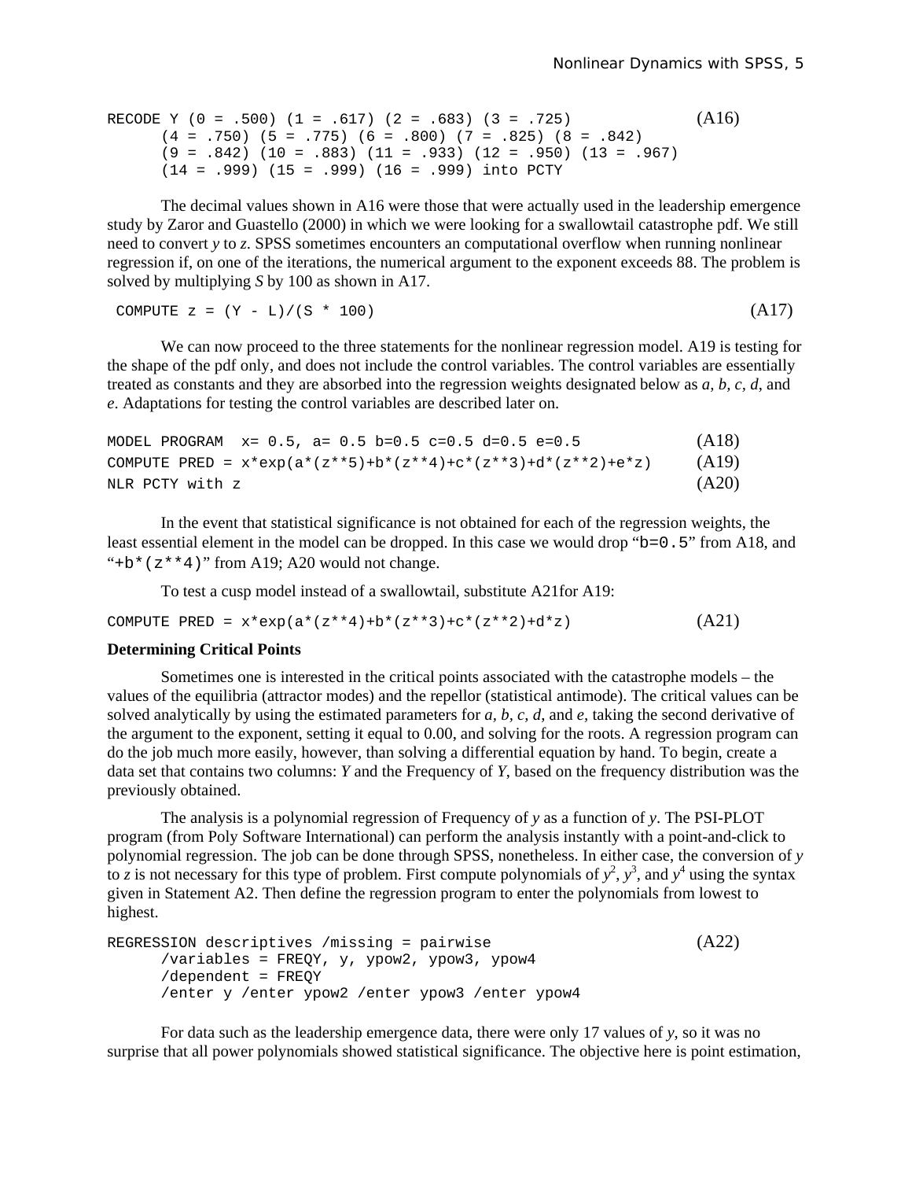```
RECODE Y (0 = .500) (1 = .617) (2 = .683) (3 = .725)                    (A16)
      (4 = .750) (5 = .775) (6 = .800) (7 = .825) (8 = .842)
      (9 = .842) (10 = .883) (11 = .933) (12 = .950) (13 = .967)
      (14 = .999) (15 = .999) (16 = .999) into PCTY
```

The decimal values shown in A16 were those that were actually used in the leadership emergence study by Zaror and Guastello (2000) in which we were looking for a swallowtail catastrophe pdf. We still need to convert *y* to *z*. SPSS sometimes encounters an computational overflow when running nonlinear regression if, on one of the iterations, the numerical argument to the exponent exceeds 88. The problem is solved by multiplying *S* by 100 as shown in A17.

```
COMPUTE z = (Y - L)/(S * 100)                                            (A17)
```

We can now proceed to the three statements for the nonlinear regression model. A19 is testing for the shape of the pdf only, and does not include the control variables. The control variables are essentially treated as constants and they are absorbed into the regression weights designated below as *a, b, c, d*, and *e*. Adaptations for testing the control variables are described later on.

```
MODEL PROGRAM  x= 0.5, a= 0.5 b=0.5 c=0.5 d=0.5 e=0.5                    (A18)
COMPUTE PRED = x*exp(a*(z**5)+b*(z**4)+c*(z**3)+d*(z**2)+e*z)            (A19)
NLR PCTY with z                                                          (A20)
```

In the event that statistical significance is not obtained for each of the regression weights, the least essential element in the model can be dropped. In this case we would drop "`b=0.5`" from A18, and "`+b*(z**4)`" from A19; A20 would not change.

To test a cusp model instead of a swallowtail, substitute A21for A19:

```
COMPUTE PRED = x*exp(a*(z**4)+b*(z**3)+c*(z**2)+d*z)                     (A21)
```

**Determining Critical Points**

Sometimes one is interested in the critical points associated with the catastrophe models – the values of the equilibria (attractor modes) and the repellor (statistical antimode). The critical values can be solved analytically by using the estimated parameters for *a, b, c, d*, and *e*, taking the second derivative of the argument to the exponent, setting it equal to 0.00, and solving for the roots. A regression program can do the job much more easily, however, than solving a differential equation by hand. To begin, create a data set that contains two columns: *Y* and the Frequency of *Y*, based on the frequency distribution was the previously obtained.

The analysis is a polynomial regression of Frequency of *y* as a function of *y*. The PSI-PLOT program (from Poly Software International) can perform the analysis instantly with a point-and-click to polynomial regression. The job can be done through SPSS, nonetheless. In either case, the conversion of *y* to *z* is not necessary for this type of problem. First compute polynomials of $y^2$, $y^3$, and $y^4$ using the syntax given in Statement A2. Then define the regression program to enter the polynomials from lowest to highest.

```
REGRESSION descriptives /missing = pairwise                              (A22)
      /variables = FREQY, y, ypow2, ypow3, ypow4
      /dependent = FREQY
      /enter y /enter ypow2 /enter ypow3 /enter ypow4
```

For data such as the leadership emergence data, there were only 17 values of *y*, so it was no surprise that all power polynomials showed statistical significance. The objective here is point estimation,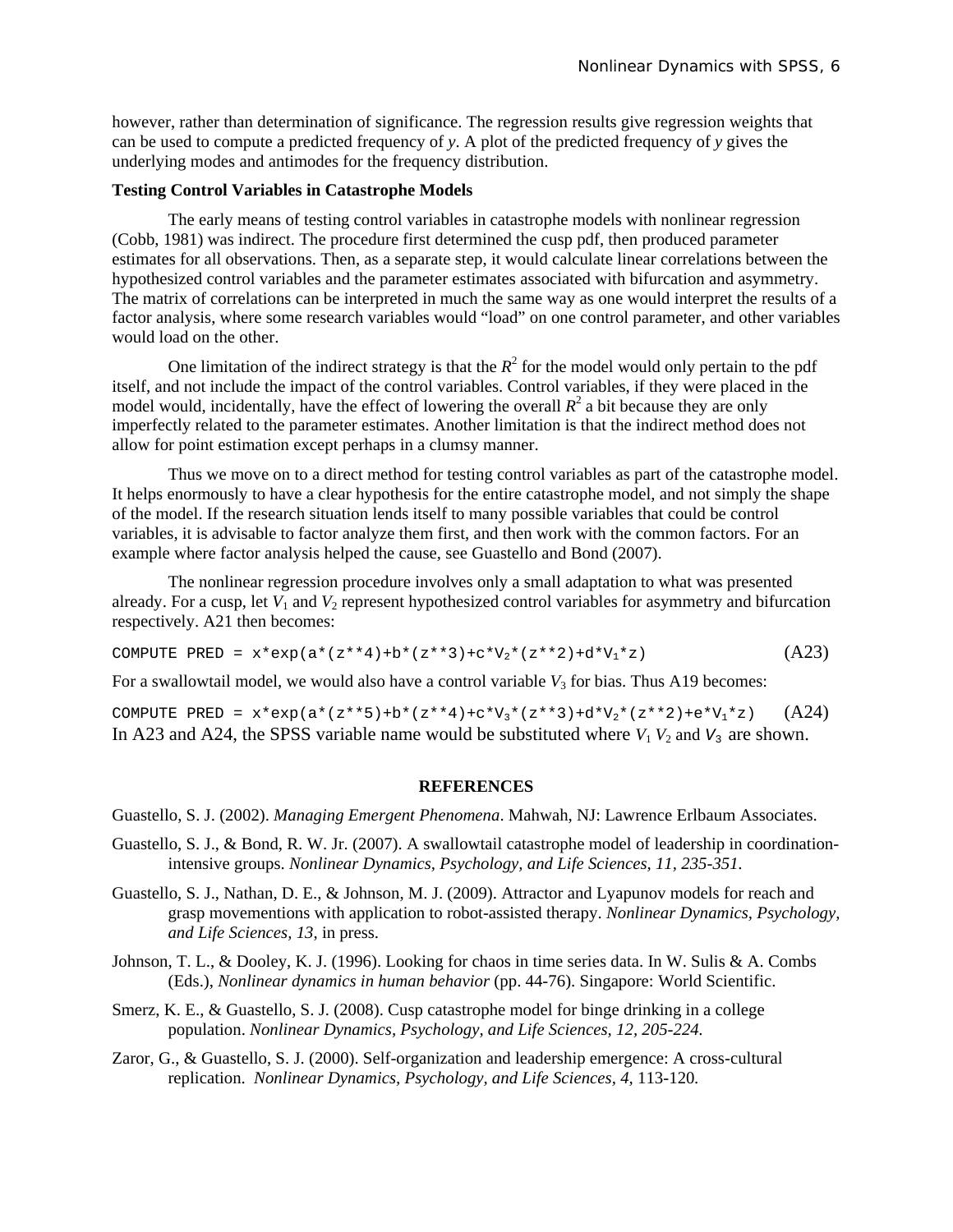however, rather than determination of significance. The regression results give regression weights that can be used to compute a predicted frequency of *y*. A plot of the predicted frequency of *y* gives the underlying modes and antimodes for the frequency distribution.

**Testing Control Variables in Catastrophe Models**

The early means of testing control variables in catastrophe models with nonlinear regression (Cobb, 1981) was indirect. The procedure first determined the cusp pdf, then produced parameter estimates for all observations. Then, as a separate step, it would calculate linear correlations between the hypothesized control variables and the parameter estimates associated with bifurcation and asymmetry. The matrix of correlations can be interpreted in much the same way as one would interpret the results of a factor analysis, where some research variables would "load" on one control parameter, and other variables would load on the other.

One limitation of the indirect strategy is that the $R^2$ for the model would only pertain to the pdf itself, and not include the impact of the control variables. Control variables, if they were placed in the model would, incidentally, have the effect of lowering the overall $R^2$ a bit because they are only imperfectly related to the parameter estimates. Another limitation is that the indirect method does not allow for point estimation except perhaps in a clumsy manner.

Thus we move on to a direct method for testing control variables as part of the catastrophe model. It helps enormously to have a clear hypothesis for the entire catastrophe model, and not simply the shape of the model. If the research situation lends itself to many possible variables that could be control variables, it is advisable to factor analyze them first, and then work with the common factors. For an example where factor analysis helped the cause, see Guastello and Bond (2007).

The nonlinear regression procedure involves only a small adaptation to what was presented already. For a cusp, let $V_1$ and $V_2$ represent hypothesized control variables for asymmetry and bifurcation respectively. A21 then becomes:

```
COMPUTE PRED = x*exp(a*(z**4)+b*(z**3)+c*V2*(z**2)+d*V1*z)                    (A23)
```

For a swallowtail model, we would also have a control variable $V_3$ for bias. Thus A19 becomes:

```
COMPUTE PRED = x*exp(a*(z**5)+b*(z**4)+c*V3*(z**3)+d*V2*(z**2)+e*V1*z)    (A24)
```

In A23 and A24, the SPSS variable name would be substituted where $V_1$ $V_2$ and $V_3$ are shown.

## REFERENCES

Guastello, S. J. (2002). *Managing Emergent Phenomena*. Mahwah, NJ: Lawrence Erlbaum Associates.

Guastello, S. J., & Bond, R. W. Jr. (2007). A swallowtail catastrophe model of leadership in coordination-intensive groups. *Nonlinear Dynamics, Psychology, and Life Sciences, 11, 235-351.*

Guastello, S. J., Nathan, D. E., & Johnson, M. J. (2009). Attractor and Lyapunov models for reach and grasp movementions with application to robot-assisted therapy. *Nonlinear Dynamics, Psychology, and Life Sciences, 13*, in press.

Johnson, T. L., & Dooley, K. J. (1996). Looking for chaos in time series data. In W. Sulis & A. Combs (Eds.), *Nonlinear dynamics in human behavior* (pp. 44-76). Singapore: World Scientific.

Smerz, K. E., & Guastello, S. J. (2008). Cusp catastrophe model for binge drinking in a college population. *Nonlinear Dynamics, Psychology, and Life Sciences, 12, 205-224.*

Zaror, G., & Guastello, S. J. (2000). Self-organization and leadership emergence: A cross-cultural replication. *Nonlinear Dynamics, Psychology, and Life Sciences, 4,* 113-120.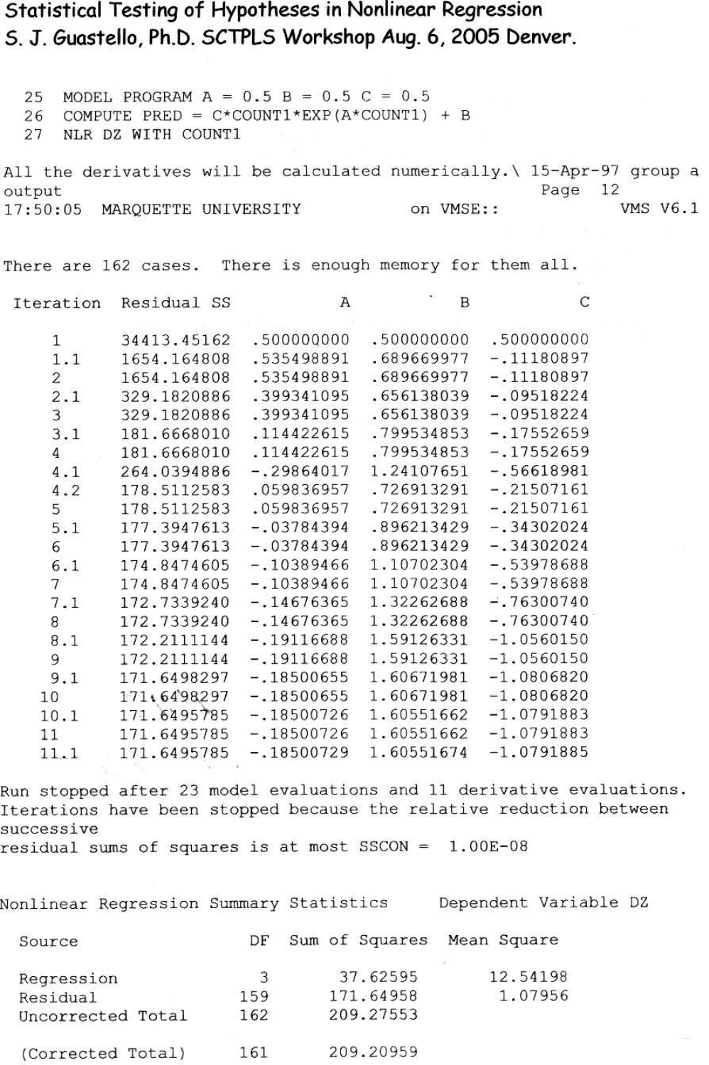# Statistical Testing of Hypotheses in Nonlinear Regression

## S. J. Guastello, Ph.D. SCTPLS Workshop Aug. 6, 2005 Denver.

```
  25  MODEL PROGRAM A = 0.5 B = 0.5 C = 0.5
  26  COMPUTE PRED = C*COUNT1*EXP(A*COUNT1) + B
  27  NLR DZ WITH COUNT1

All the derivatives will be calculated numerically.\ 15-Apr-97 group a
output                                                 Page  12
17:50:05  MARQUETTE UNIVERSITY            on VMSE::              VMS V6.1


There are 162 cases.  There is enough memory for them all.

 Iteration  Residual SS          A            B            C

     1      34413.45162  .500000000  .500000000  .500000000
     1.1    1654.164808  .535498891  .689669977  -.11180897
     2      1654.164808  .535498891  .689669977  -.11180897
     2.1    329.1820886  .399341095  .656138039  -.09518224
     3      329.1820886  .399341095  .656138039  -.09518224
     3.1    181.6668010  .114422615  .799534853  -.17552659
     4      181.6668010  .114422615  .799534853  -.17552659
     4.1    264.0394886  -.29864017  1.24107651  -.56618981
     4.2    178.5112583  .059836957  .726913291  -.21507161
     5      178.5112583  .059836957  .726913291  -.21507161
     5.1    177.3947613  -.03784394  .896213429  -.34302024
     6      177.3947613  -.03784394  .896213429  -.34302024
     6.1    174.8474605  -.10389466  1.10702304  -.53978688
     7      174.8474605  -.10389466  1.10702304  -.53978688
     7.1    172.7339240  -.14676365  1.32262688  -.76300740
     8      172.7339240  -.14676365  1.32262688  -.76300740
     8.1    172.2111144  -.19116688  1.59126331  -1.0560150
     9      172.2111144  -.19116688  1.59126331  -1.0560150
     9.1    171.6498297  -.18500655  1.60671981  -1.0806820
    10      171.6498297  -.18500655  1.60671981  -1.0806820
    10.1    171.6495785  -.18500726  1.60551662  -1.0791883
    11      171.6495785  -.18500726  1.60551662  -1.0791883
    11.1    171.6495785  -.18500729  1.60551674  -1.0791885

Run stopped after 23 model evaluations and 11 derivative evaluations.
Iterations have been stopped because the relative reduction between
successive
residual sums of squares is at most SSCON =  1.00E-08


Nonlinear Regression Summary Statistics     Dependent Variable DZ

  Source                  DF   Sum of Squares  Mean Square

  Regression               3      37.62595       12.54198
  Residual               159     171.64958        1.07956
  Uncorrected Total      162     209.27553

  (Corrected Total)      161     209.20959
```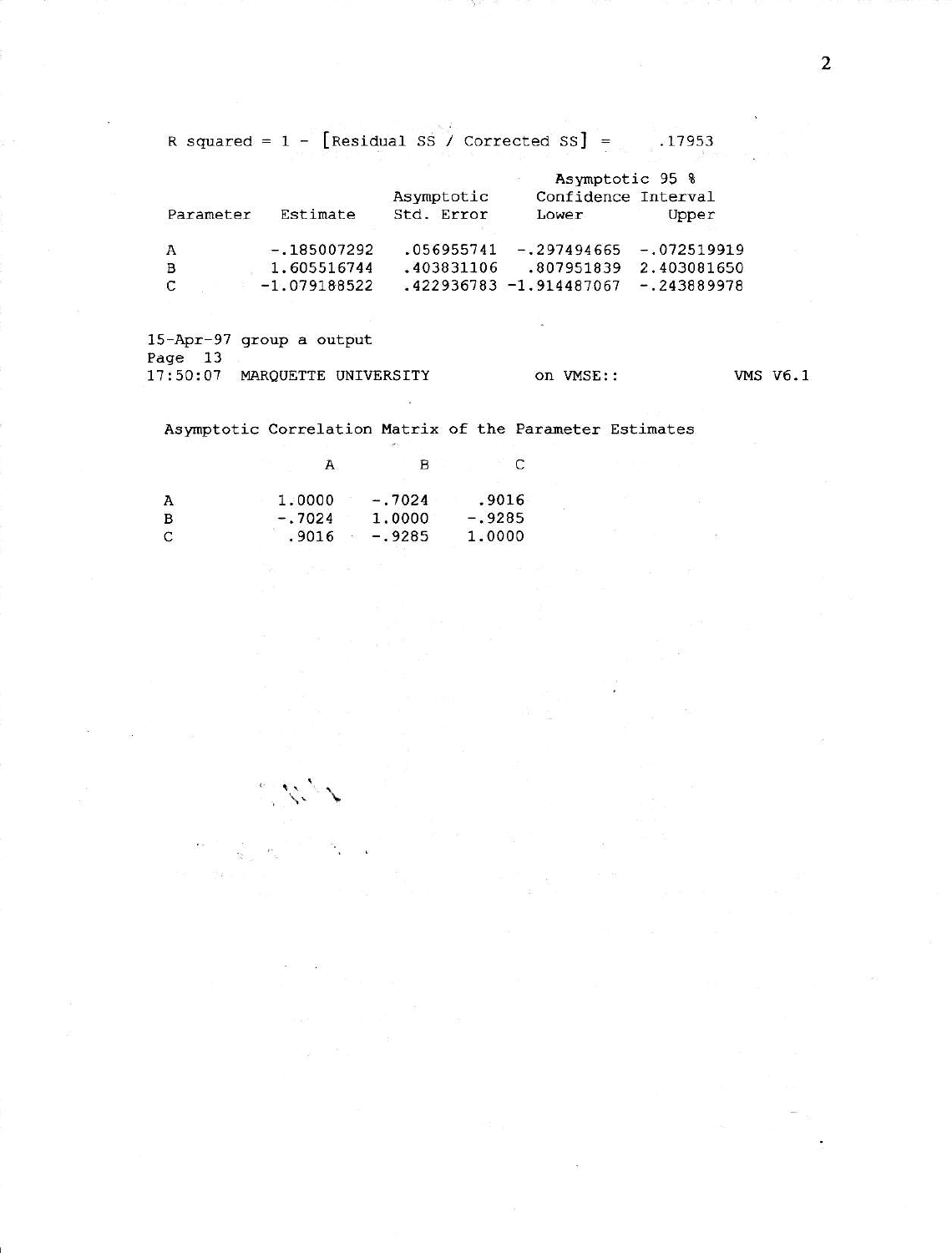R squared = 1 - [Residual SS / Corrected SS] = .17953

| Parameter | Estimate | Asymptotic Std. Error | Asymptotic 95 % Confidence Interval Lower | Upper |
|---|---|---|---|---|
| A | -.185007292 | .056955741 | -.297494665 | -.072519919 |
| B | 1.605516744 | .403831106 | .807951839 | 2.403081650 |
| C | -1.079188522 | .422936783 | -1.914487067 | -.243889978 |

15-Apr-97 group a output
Page 13
17:50:07 MARQUETTE UNIVERSITY on VMSE:: VMS V6.1

Asymptotic Correlation Matrix of the Parameter Estimates

| | A | B | C |
|---|---|---|---|
| A | 1.0000 | -.7024 | .9016 |
| B | -.7024 | 1.0000 | -.9285 |
| C | .9016 | -.9285 | 1.0000 |